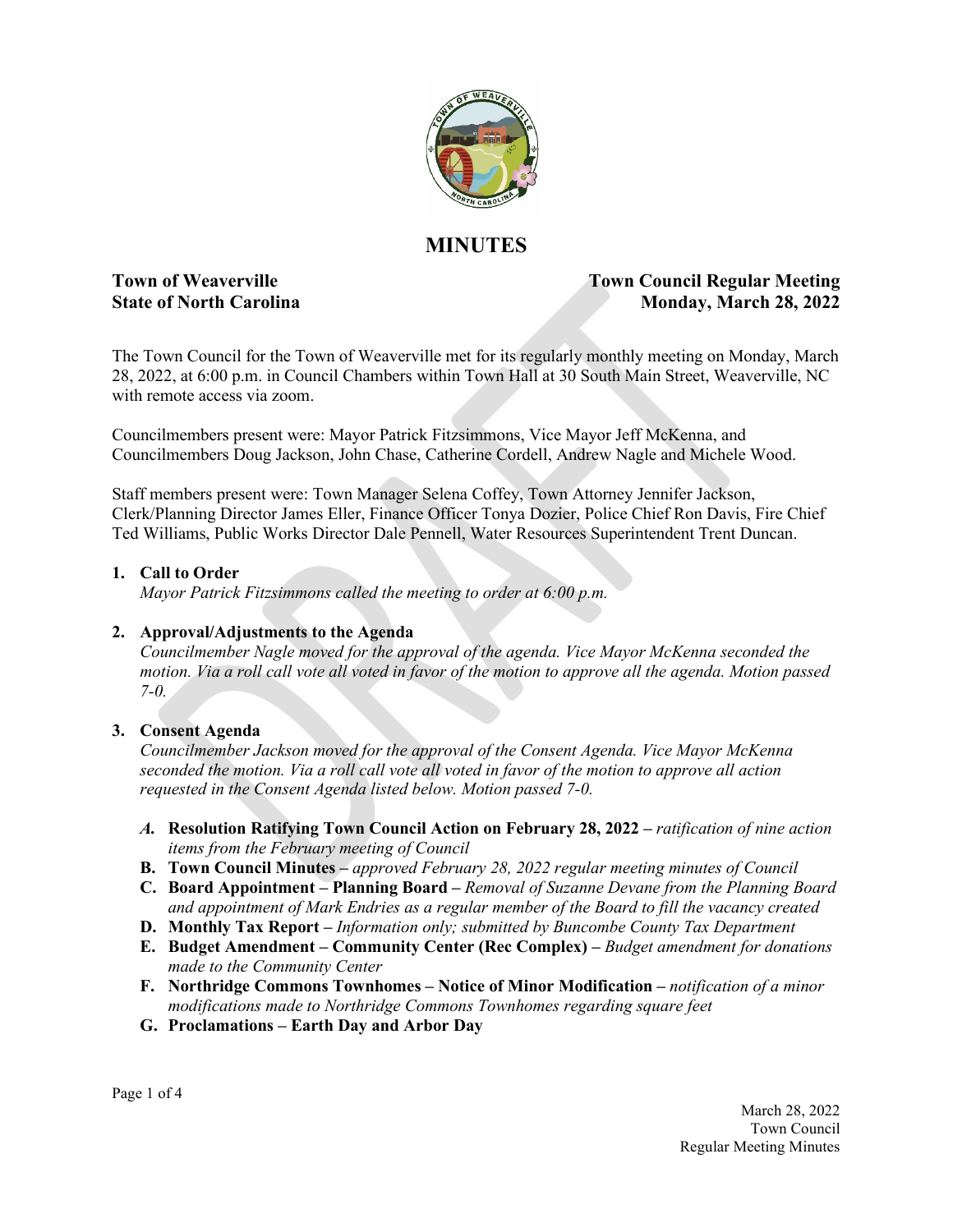# MINUTES

**Town of Weaverville**
**State of North Carolina**

**Town Council Regular Meeting**
**Monday, March 28, 2022**

The Town Council for the Town of Weaverville met for its regularly monthly meeting on Monday, March 28, 2022, at 6:00 p.m. in Council Chambers within Town Hall at 30 South Main Street, Weaverville, NC with remote access via zoom.

Councilmembers present were: Mayor Patrick Fitzsimmons, Vice Mayor Jeff McKenna, and Councilmembers Doug Jackson, John Chase, Catherine Cordell, Andrew Nagle and Michele Wood.

Staff members present were: Town Manager Selena Coffey, Town Attorney Jennifer Jackson, Clerk/Planning Director James Eller, Finance Officer Tonya Dozier, Police Chief Ron Davis, Fire Chief Ted Williams, Public Works Director Dale Pennell, Water Resources Superintendent Trent Duncan.

1. **Call to Order**
   *Mayor Patrick Fitzsimmons called the meeting to order at 6:00 p.m.*

2. **Approval/Adjustments to the Agenda**
   *Councilmember Nagle moved for the approval of the agenda. Vice Mayor McKenna seconded the motion. Via a roll call vote all voted in favor of the motion to approve all the agenda. Motion passed 7-0.*

3. **Consent Agenda**
   *Councilmember Jackson moved for the approval of the Consent Agenda. Vice Mayor McKenna seconded the motion. Via a roll call vote all voted in favor of the motion to approve all action requested in the Consent Agenda listed below. Motion passed 7-0.*

   - ***A.*** **Resolution Ratifying Town Council Action on February 28, 2022 –** *ratification of nine action items from the February meeting of Council*
   - **B. Town Council Minutes –** *approved February 28, 2022 regular meeting minutes of Council*
   - **C. Board Appointment – Planning Board –** *Removal of Suzanne Devane from the Planning Board and appointment of Mark Endries as a regular member of the Board to fill the vacancy created*
   - **D. Monthly Tax Report –** *Information only; submitted by Buncombe County Tax Department*
   - **E. Budget Amendment – Community Center (Rec Complex) –** *Budget amendment for donations made to the Community Center*
   - **F. Northridge Commons Townhomes – Notice of Minor Modification –** *notification of a minor modifications made to Northridge Commons Townhomes regarding square feet*
   - **G. Proclamations – Earth Day and Arbor Day**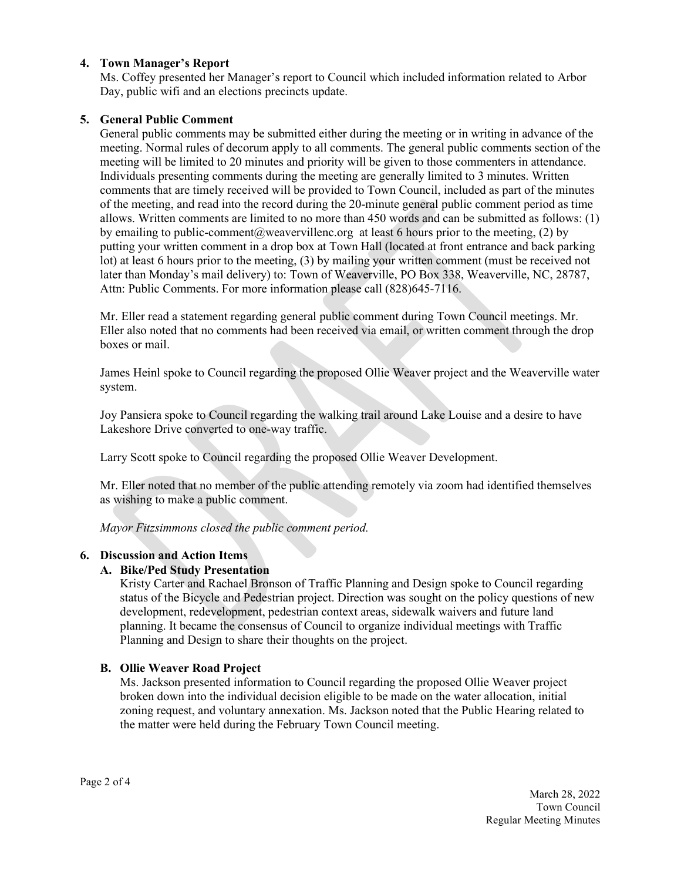**4. Town Manager's Report**

Ms. Coffey presented her Manager's report to Council which included information related to Arbor Day, public wifi and an elections precincts update.

**5. General Public Comment**

General public comments may be submitted either during the meeting or in writing in advance of the meeting. Normal rules of decorum apply to all comments. The general public comments section of the meeting will be limited to 20 minutes and priority will be given to those commenters in attendance. Individuals presenting comments during the meeting are generally limited to 3 minutes. Written comments that are timely received will be provided to Town Council, included as part of the minutes of the meeting, and read into the record during the 20-minute general public comment period as time allows. Written comments are limited to no more than 450 words and can be submitted as follows: (1) by emailing to public-comment@weavervillenc.org at least 6 hours prior to the meeting, (2) by putting your written comment in a drop box at Town Hall (located at front entrance and back parking lot) at least 6 hours prior to the meeting, (3) by mailing your written comment (must be received not later than Monday's mail delivery) to: Town of Weaverville, PO Box 338, Weaverville, NC, 28787, Attn: Public Comments. For more information please call (828)645-7116.

Mr. Eller read a statement regarding general public comment during Town Council meetings. Mr. Eller also noted that no comments had been received via email, or written comment through the drop boxes or mail.

James Heinl spoke to Council regarding the proposed Ollie Weaver project and the Weaverville water system.

Joy Pansiera spoke to Council regarding the walking trail around Lake Louise and a desire to have Lakeshore Drive converted to one-way traffic.

Larry Scott spoke to Council regarding the proposed Ollie Weaver Development.

Mr. Eller noted that no member of the public attending remotely via zoom had identified themselves as wishing to make a public comment.

*Mayor Fitzsimmons closed the public comment period.*

**6. Discussion and Action Items**

**A. Bike/Ped Study Presentation**

Kristy Carter and Rachael Bronson of Traffic Planning and Design spoke to Council regarding status of the Bicycle and Pedestrian project. Direction was sought on the policy questions of new development, redevelopment, pedestrian context areas, sidewalk waivers and future land planning. It became the consensus of Council to organize individual meetings with Traffic Planning and Design to share their thoughts on the project.

**B. Ollie Weaver Road Project**

Ms. Jackson presented information to Council regarding the proposed Ollie Weaver project broken down into the individual decision eligible to be made on the water allocation, initial zoning request, and voluntary annexation. Ms. Jackson noted that the Public Hearing related to the matter were held during the February Town Council meeting.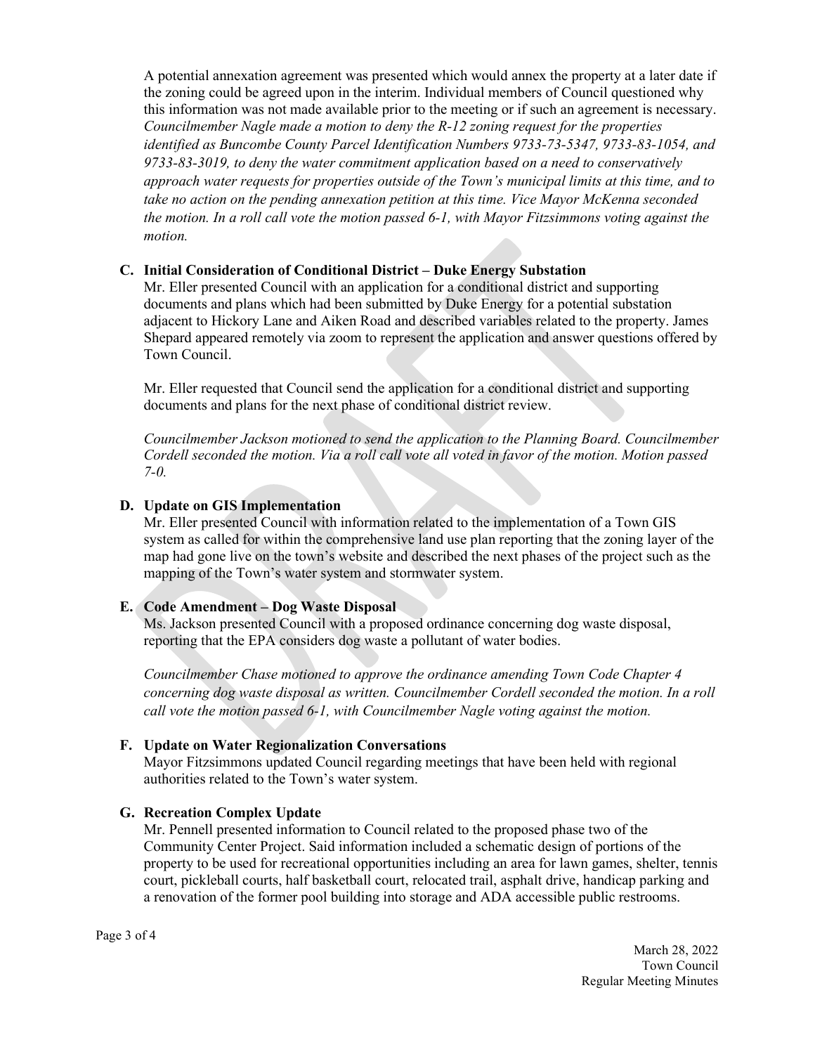A potential annexation agreement was presented which would annex the property at a later date if the zoning could be agreed upon in the interim. Individual members of Council questioned why this information was not made available prior to the meeting or if such an agreement is necessary. *Councilmember Nagle made a motion to deny the R-12 zoning request for the properties identified as Buncombe County Parcel Identification Numbers 9733-73-5347, 9733-83-1054, and 9733-83-3019, to deny the water commitment application based on a need to conservatively approach water requests for properties outside of the Town's municipal limits at this time, and to take no action on the pending annexation petition at this time. Vice Mayor McKenna seconded the motion. In a roll call vote the motion passed 6-1, with Mayor Fitzsimmons voting against the motion.*

**C. Initial Consideration of Conditional District – Duke Energy Substation**

Mr. Eller presented Council with an application for a conditional district and supporting documents and plans which had been submitted by Duke Energy for a potential substation adjacent to Hickory Lane and Aiken Road and described variables related to the property. James Shepard appeared remotely via zoom to represent the application and answer questions offered by Town Council.

Mr. Eller requested that Council send the application for a conditional district and supporting documents and plans for the next phase of conditional district review.

*Councilmember Jackson motioned to send the application to the Planning Board. Councilmember Cordell seconded the motion. Via a roll call vote all voted in favor of the motion. Motion passed 7-0.*

**D. Update on GIS Implementation**

Mr. Eller presented Council with information related to the implementation of a Town GIS system as called for within the comprehensive land use plan reporting that the zoning layer of the map had gone live on the town's website and described the next phases of the project such as the mapping of the Town's water system and stormwater system.

**E. Code Amendment – Dog Waste Disposal**

Ms. Jackson presented Council with a proposed ordinance concerning dog waste disposal, reporting that the EPA considers dog waste a pollutant of water bodies.

*Councilmember Chase motioned to approve the ordinance amending Town Code Chapter 4 concerning dog waste disposal as written. Councilmember Cordell seconded the motion. In a roll call vote the motion passed 6-1, with Councilmember Nagle voting against the motion.*

**F. Update on Water Regionalization Conversations**

Mayor Fitzsimmons updated Council regarding meetings that have been held with regional authorities related to the Town's water system.

**G. Recreation Complex Update**

Mr. Pennell presented information to Council related to the proposed phase two of the Community Center Project. Said information included a schematic design of portions of the property to be used for recreational opportunities including an area for lawn games, shelter, tennis court, pickleball courts, half basketball court, relocated trail, asphalt drive, handicap parking and a renovation of the former pool building into storage and ADA accessible public restrooms.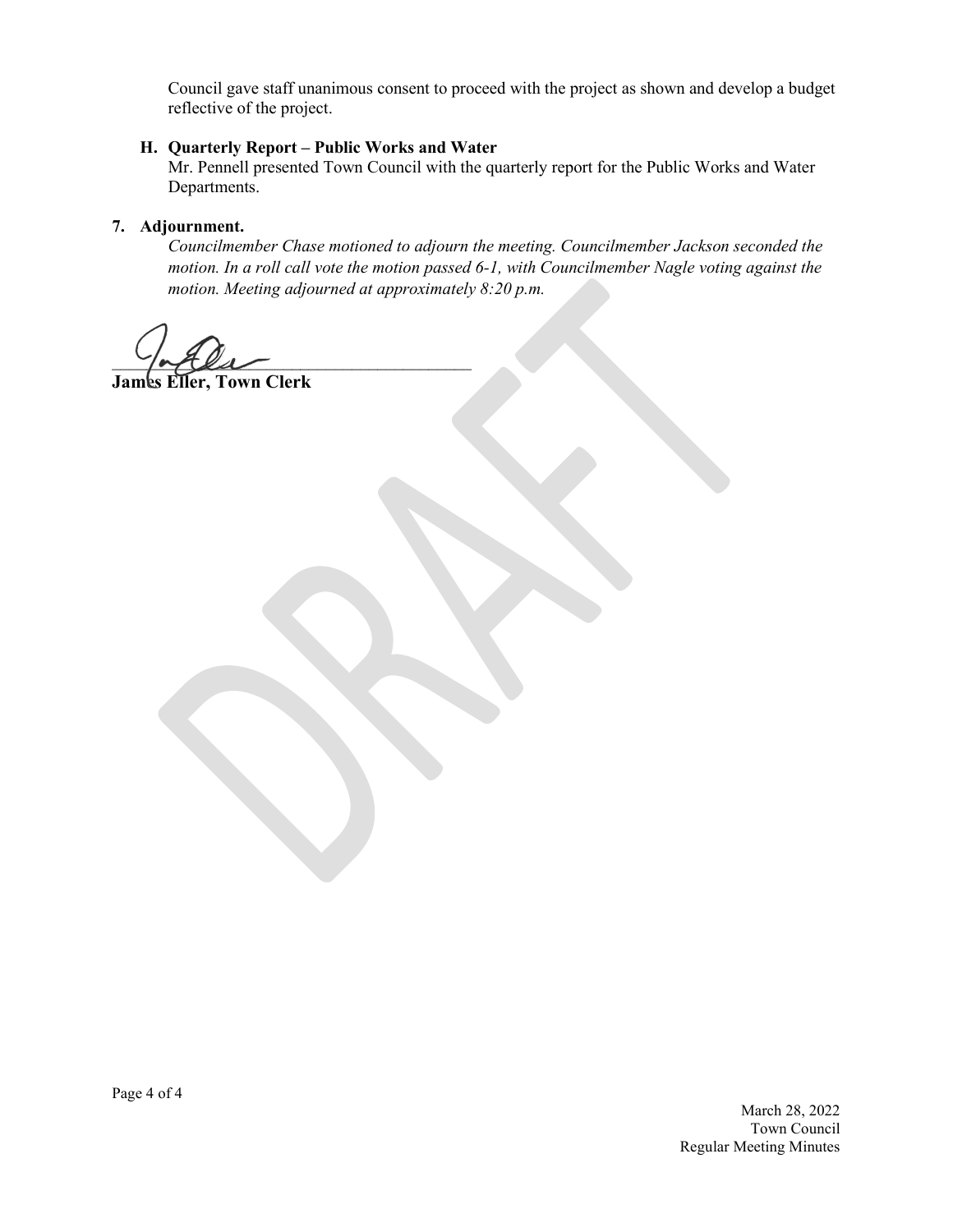Council gave staff unanimous consent to proceed with the project as shown and develop a budget reflective of the project.

**H. Quarterly Report – Public Works and Water**

Mr. Pennell presented Town Council with the quarterly report for the Public Works and Water Departments.

**7. Adjournment.**

*Councilmember Chase motioned to adjourn the meeting. Councilmember Jackson seconded the motion. In a roll call vote the motion passed 6-1, with Councilmember Nagle voting against the motion. Meeting adjourned at approximately 8:20 p.m.*

\_\_\_\_\_\_\_\_\_\_\_\_\_\_\_\_\_\_\_\_\_\_\_\_\_\_\_\_\_\_\_\_\_\_\_\_\_\_

**James Eller, Town Clerk**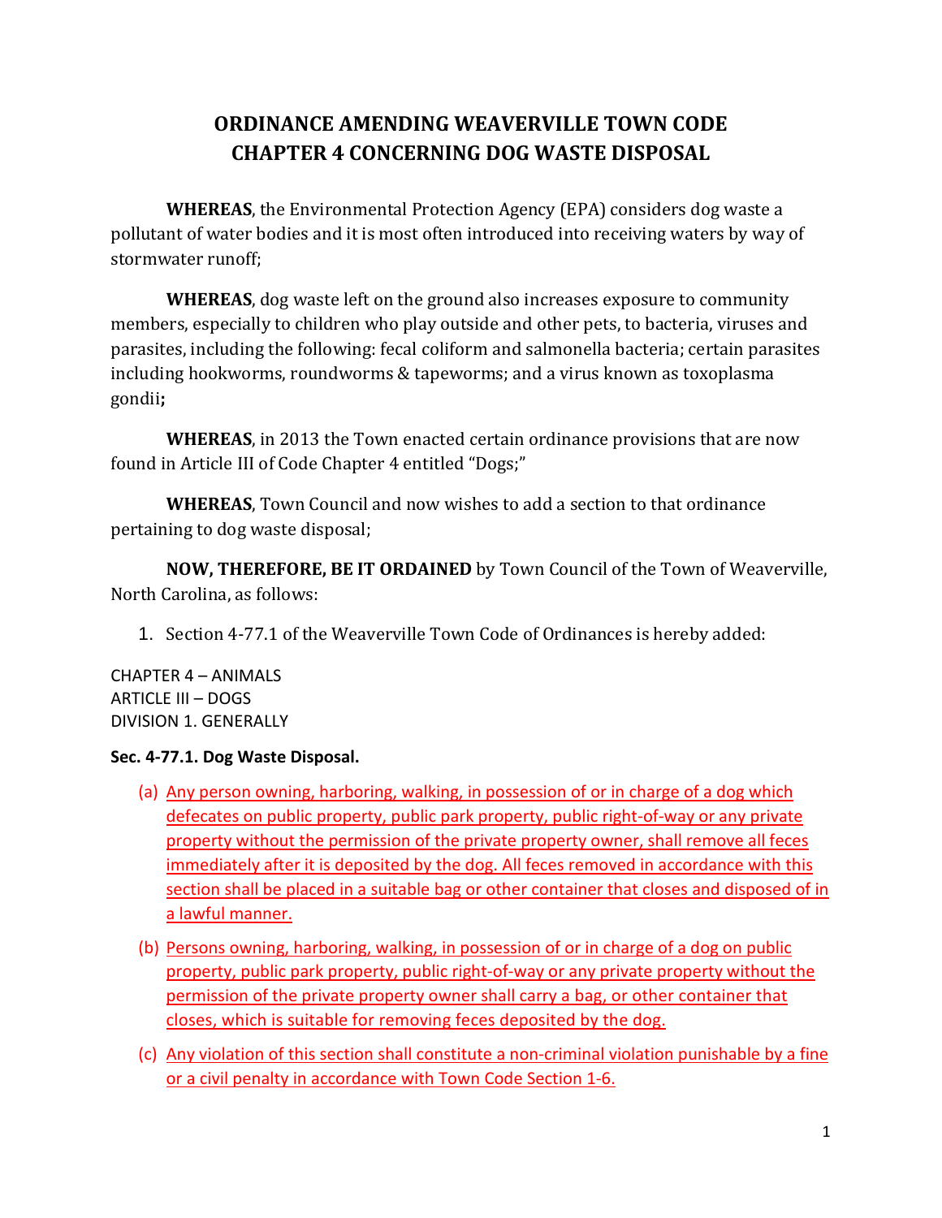# ORDINANCE AMENDING WEAVERVILLE TOWN CODE CHAPTER 4 CONCERNING DOG WASTE DISPOSAL

**WHEREAS**, the Environmental Protection Agency (EPA) considers dog waste a pollutant of water bodies and it is most often introduced into receiving waters by way of stormwater runoff;

**WHEREAS**, dog waste left on the ground also increases exposure to community members, especially to children who play outside and other pets, to bacteria, viruses and parasites, including the following: fecal coliform and salmonella bacteria; certain parasites including hookworms, roundworms & tapeworms; and a virus known as toxoplasma gondii**;**

**WHEREAS**, in 2013 the Town enacted certain ordinance provisions that are now found in Article III of Code Chapter 4 entitled "Dogs;"

**WHEREAS**, Town Council and now wishes to add a section to that ordinance pertaining to dog waste disposal;

**NOW, THEREFORE, BE IT ORDAINED** by Town Council of the Town of Weaverville, North Carolina, as follows:

1. Section 4-77.1 of the Weaverville Town Code of Ordinances is hereby added:

CHAPTER 4 – ANIMALS
ARTICLE III – DOGS
DIVISION 1. GENERALLY

**Sec. 4-77.1. Dog Waste Disposal.**

(a) Any person owning, harboring, walking, in possession of or in charge of a dog which defecates on public property, public park property, public right-of-way or any private property without the permission of the private property owner, shall remove all feces immediately after it is deposited by the dog. All feces removed in accordance with this section shall be placed in a suitable bag or other container that closes and disposed of in a lawful manner.

(b) Persons owning, harboring, walking, in possession of or in charge of a dog on public property, public park property, public right-of-way or any private property without the permission of the private property owner shall carry a bag, or other container that closes, which is suitable for removing feces deposited by the dog.

(c) Any violation of this section shall constitute a non-criminal violation punishable by a fine or a civil penalty in accordance with Town Code Section 1-6.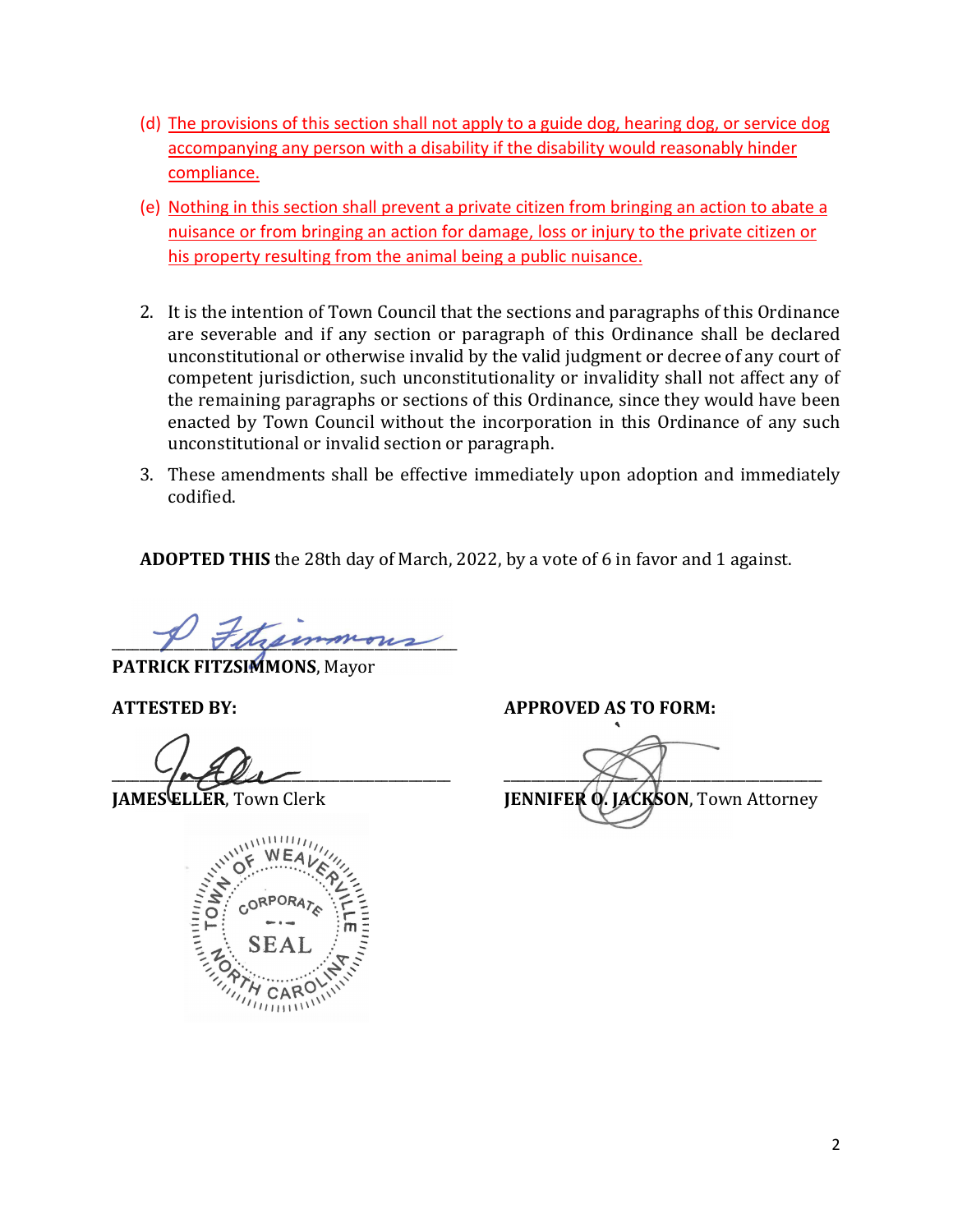(d) The provisions of this section shall not apply to a guide dog, hearing dog, or service dog accompanying any person with a disability if the disability would reasonably hinder compliance.

(e) Nothing in this section shall prevent a private citizen from bringing an action to abate a nuisance or from bringing an action for damage, loss or injury to the private citizen or his property resulting from the animal being a public nuisance.

2. It is the intention of Town Council that the sections and paragraphs of this Ordinance are severable and if any section or paragraph of this Ordinance shall be declared unconstitutional or otherwise invalid by the valid judgment or decree of any court of competent jurisdiction, such unconstitutionality or invalidity shall not affect any of the remaining paragraphs or sections of this Ordinance, since they would have been enacted by Town Council without the incorporation in this Ordinance of any such unconstitutional or invalid section or paragraph.

3. These amendments shall be effective immediately upon adoption and immediately codified.

**ADOPTED THIS** the 28th day of March, 2022, by a vote of 6 in favor and 1 against.

_______________________________
**PATRICK FITZSIMMONS**, Mayor

**ATTESTED BY:**

_______________________________
**JAMES ELLER**, Town Clerk

**APPROVED AS TO FORM:**

_______________________________
**JENNIFER O. JACKSON**, Town Attorney

TOWN OF WEAVERVILLE CORPORATE SEAL NORTH CAROLINA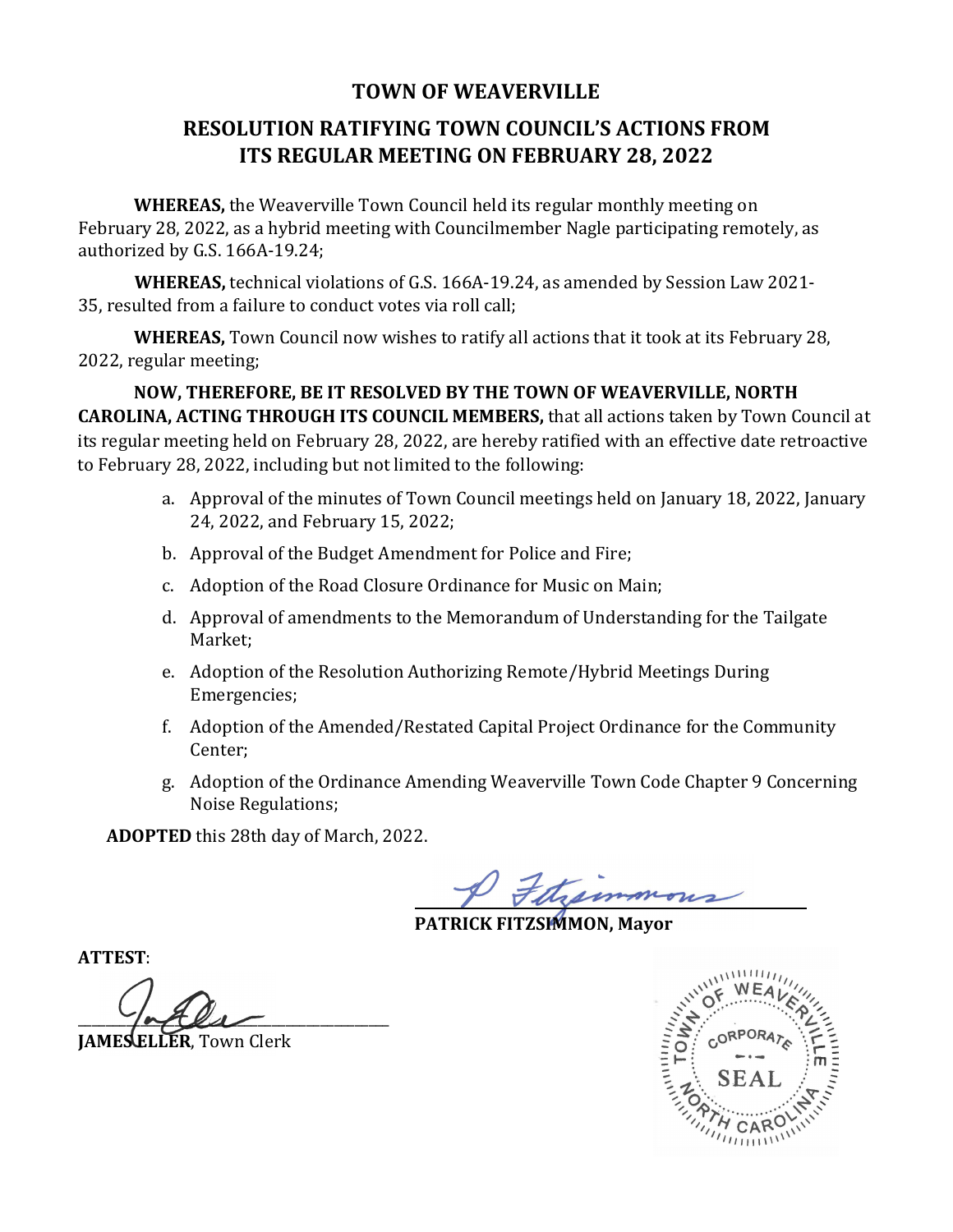# TOWN OF WEAVERVILLE

## RESOLUTION RATIFYING TOWN COUNCIL'S ACTIONS FROM ITS REGULAR MEETING ON FEBRUARY 28, 2022

**WHEREAS,** the Weaverville Town Council held its regular monthly meeting on February 28, 2022, as a hybrid meeting with Councilmember Nagle participating remotely, as authorized by G.S. 166A-19.24;

**WHEREAS,** technical violations of G.S. 166A-19.24, as amended by Session Law 2021-35, resulted from a failure to conduct votes via roll call;

**WHEREAS,** Town Council now wishes to ratify all actions that it took at its February 28, 2022, regular meeting;

**NOW, THEREFORE, BE IT RESOLVED BY THE TOWN OF WEAVERVILLE, NORTH CAROLINA, ACTING THROUGH ITS COUNCIL MEMBERS,** that all actions taken by Town Council at its regular meeting held on February 28, 2022, are hereby ratified with an effective date retroactive to February 28, 2022, including but not limited to the following:

a. Approval of the minutes of Town Council meetings held on January 18, 2022, January 24, 2022, and February 15, 2022;

b. Approval of the Budget Amendment for Police and Fire;

c. Adoption of the Road Closure Ordinance for Music on Main;

d. Approval of amendments to the Memorandum of Understanding for the Tailgate Market;

e. Adoption of the Resolution Authorizing Remote/Hybrid Meetings During Emergencies;

f. Adoption of the Amended/Restated Capital Project Ordinance for the Community Center;

g. Adoption of the Ordinance Amending Weaverville Town Code Chapter 9 Concerning Noise Regulations;

**ADOPTED** this 28th day of March, 2022.

P Fitzsimmons

**PATRICK FITZSIMMON, Mayor**

**ATTEST**:

**JAMES ELLER**, Town Clerk

TOWN OF WEAVERVILLE CORPORATE SEAL NORTH CAROLINA